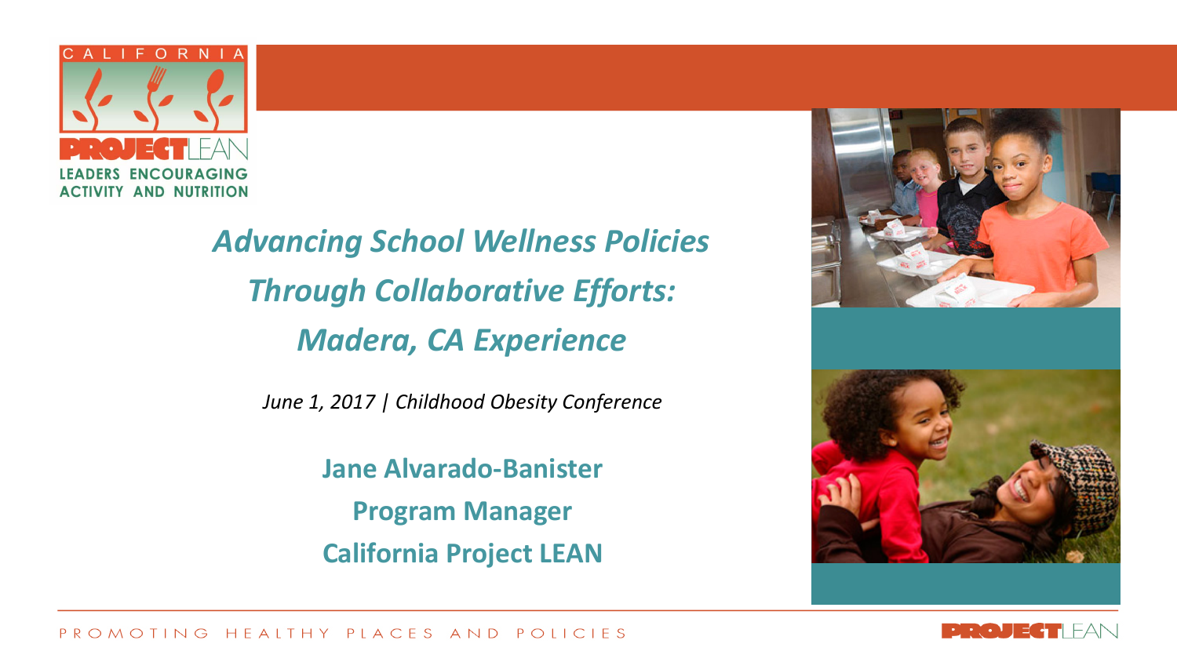CALIFORNIA PROJECT LEAN

LEADERS ENCOURAGING ACTIVITY AND NUTRITION

# *Advancing School Wellness Policies Through Collaborative Efforts: Madera, CA Experience*

*June 1, 2017 | Childhood Obesity Conference*

**Jane Alvarado-Banister**

**Program Manager**

**California Project LEAN**

PROMOTING HEALTHY PLACES AND POLICIES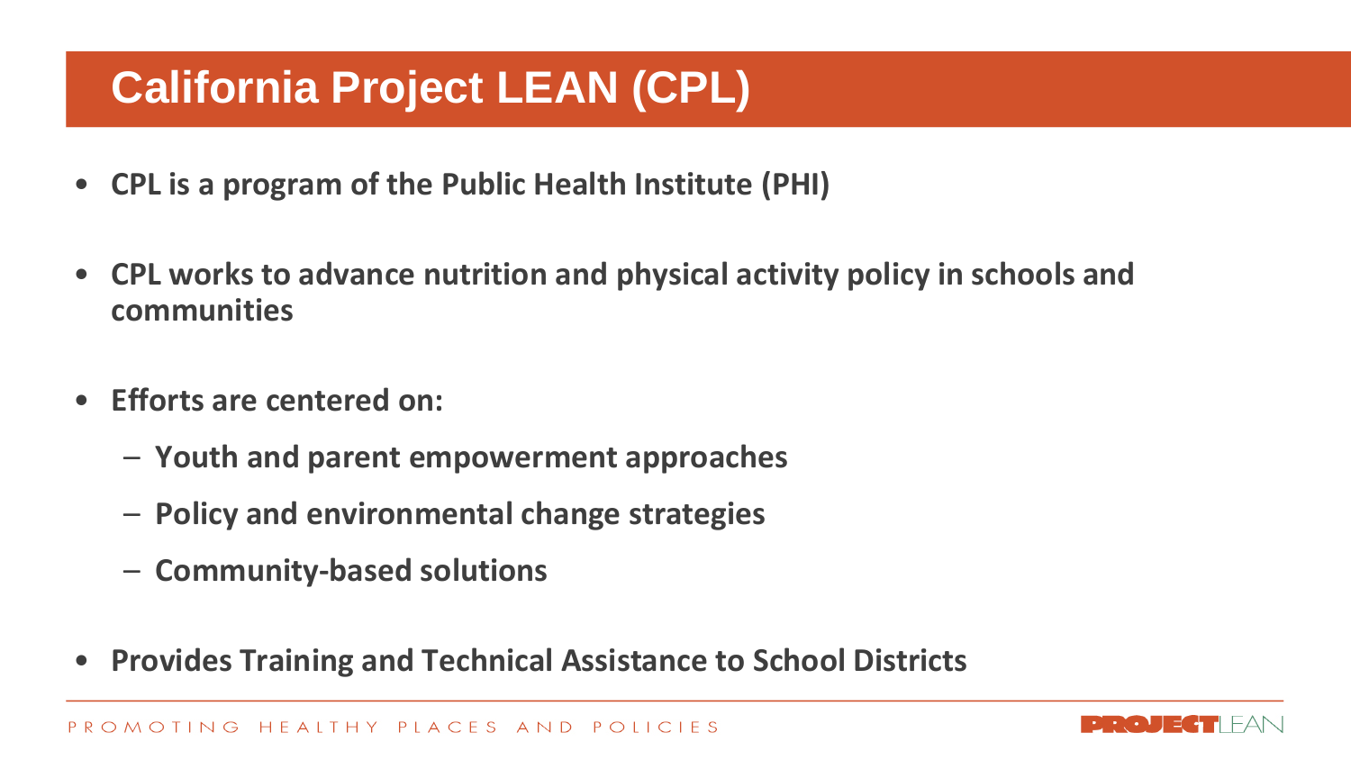# California Project LEAN (CPL)

- CPL is a program of the Public Health Institute (PHI)
- CPL works to advance nutrition and physical activity policy in schools and communities
- Efforts are centered on:
  - Youth and parent empowerment approaches
  - Policy and environmental change strategies
  - Community-based solutions
- Provides Training and Technical Assistance to School Districts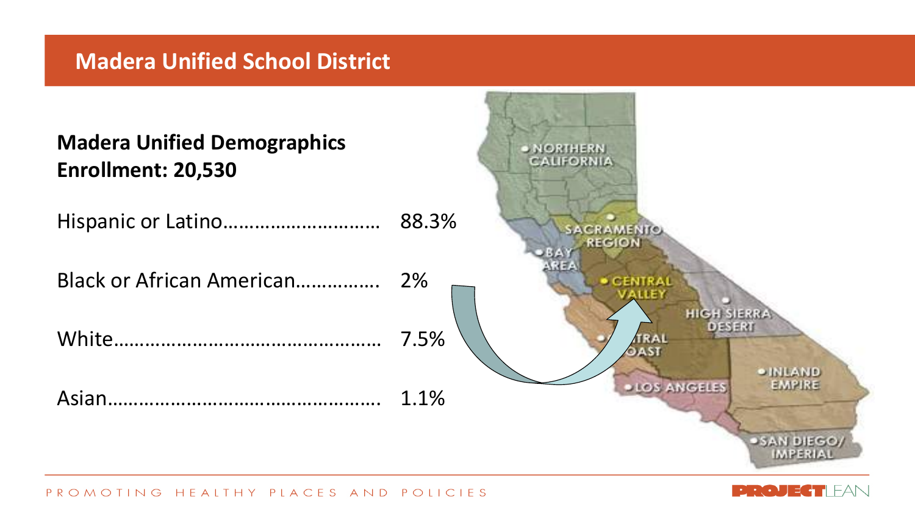# Madera Unified School District

**Madera Unified Demographics**
**Enrollment: 20,530**

Hispanic or Latino………………………… 88.3%

Black or African American…………… 2%

White………………………………………… 7.5%

Asian………………………………………… 1.1%

NORTHERN CALIFORNIA

SACRAMENTO REGION

BAY AREA

CENTRAL VALLEY

HIGH SIERRA DESERT

CENTRAL COAST

LOS ANGELES

INLAND EMPIRE

SAN DIEGO/ IMPERIAL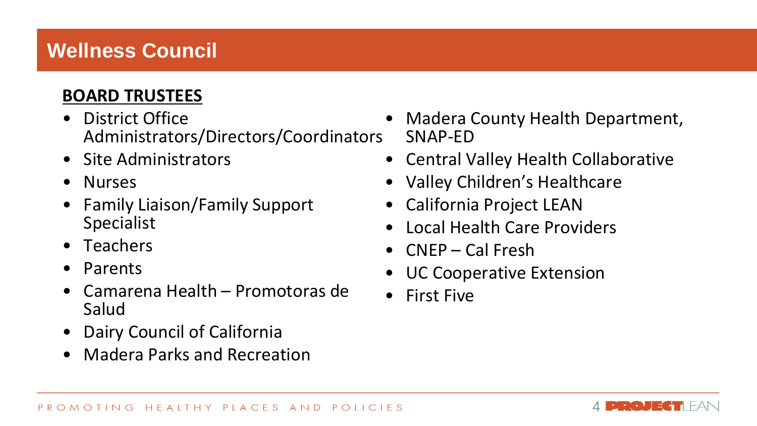# Wellness Council

**BOARD TRUSTEES**

- District Office Administrators/Directors/Coordinators
- Site Administrators
- Nurses
- Family Liaison/Family Support Specialist
- Teachers
- Parents
- Camarena Health – Promotoras de Salud
- Dairy Council of California
- Madera Parks and Recreation
- Madera County Health Department, SNAP-ED
- Central Valley Health Collaborative
- Valley Children's Healthcare
- California Project LEAN
- Local Health Care Providers
- CNEP – Cal Fresh
- UC Cooperative Extension
- First Five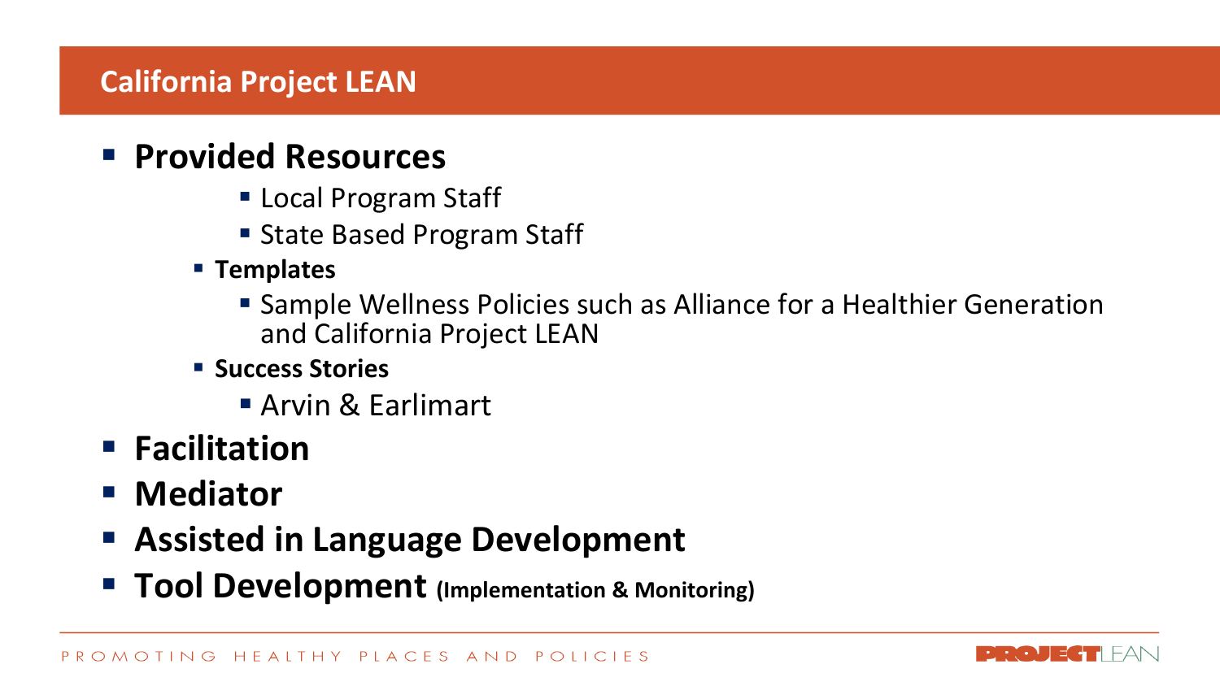## California Project LEAN

- **Provided Resources**
    - Local Program Staff
    - State Based Program Staff
  - **Templates**
    - Sample Wellness Policies such as Alliance for a Healthier Generation and California Project LEAN
  - **Success Stories**
    - Arvin & Earlimart
- **Facilitation**
- **Mediator**
- **Assisted in Language Development**
- **Tool Development** **(Implementation & Monitoring)**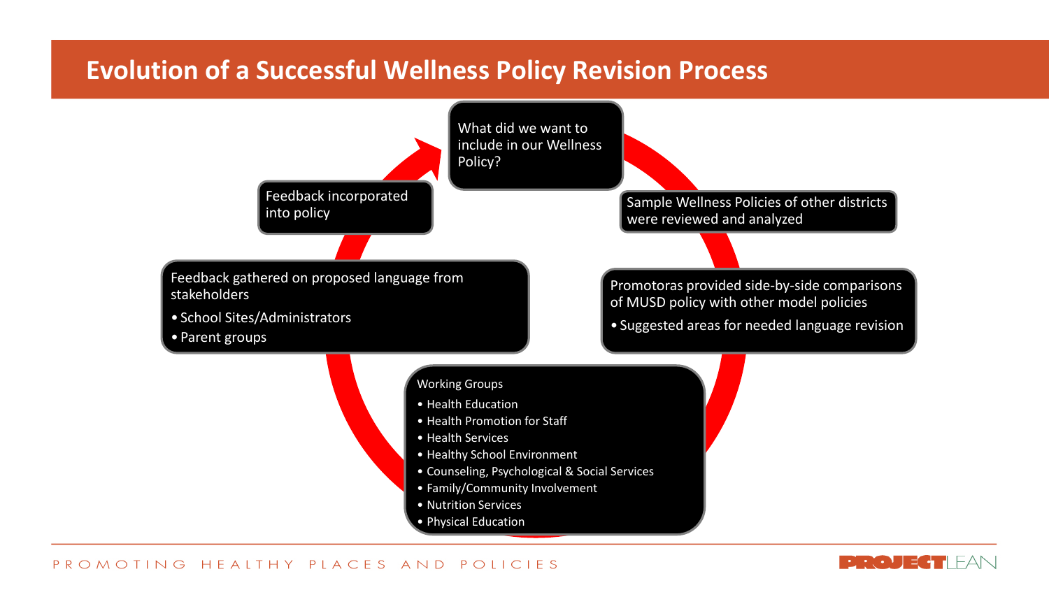# Evolution of a Successful Wellness Policy Revision Process

What did we want to include in our Wellness Policy?

Sample Wellness Policies of other districts were reviewed and analyzed

Promotoras provided side-by-side comparisons of MUSD policy with other model policies

- Suggested areas for needed language revision

Working Groups

- Health Education
- Health Promotion for Staff
- Health Services
- Healthy School Environment
- Counseling, Psychological & Social Services
- Family/Community Involvement
- Nutrition Services
- Physical Education

Feedback gathered on proposed language from stakeholders

- School Sites/Administrators
- Parent groups

Feedback incorporated into policy

PROMOTING HEALTHY PLACES AND POLICIES

PROJECTLEAN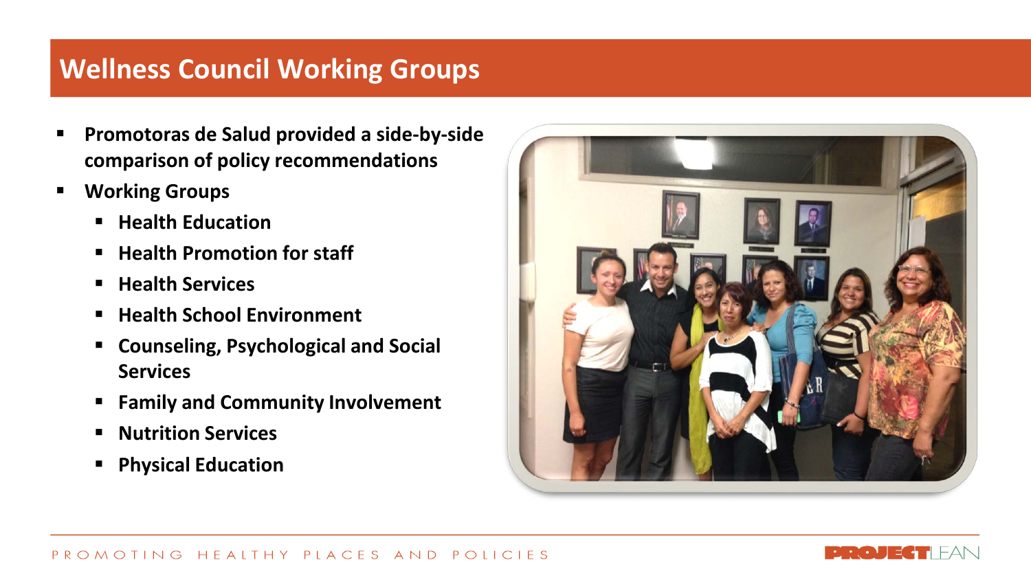# Wellness Council Working Groups

- Promotoras de Salud provided a side-by-side comparison of policy recommendations
- Working Groups
  - Health Education
  - Health Promotion for staff
  - Health Services
  - Health School Environment
  - Counseling, Psychological and Social Services
  - Family and Community Involvement
  - Nutrition Services
  - Physical Education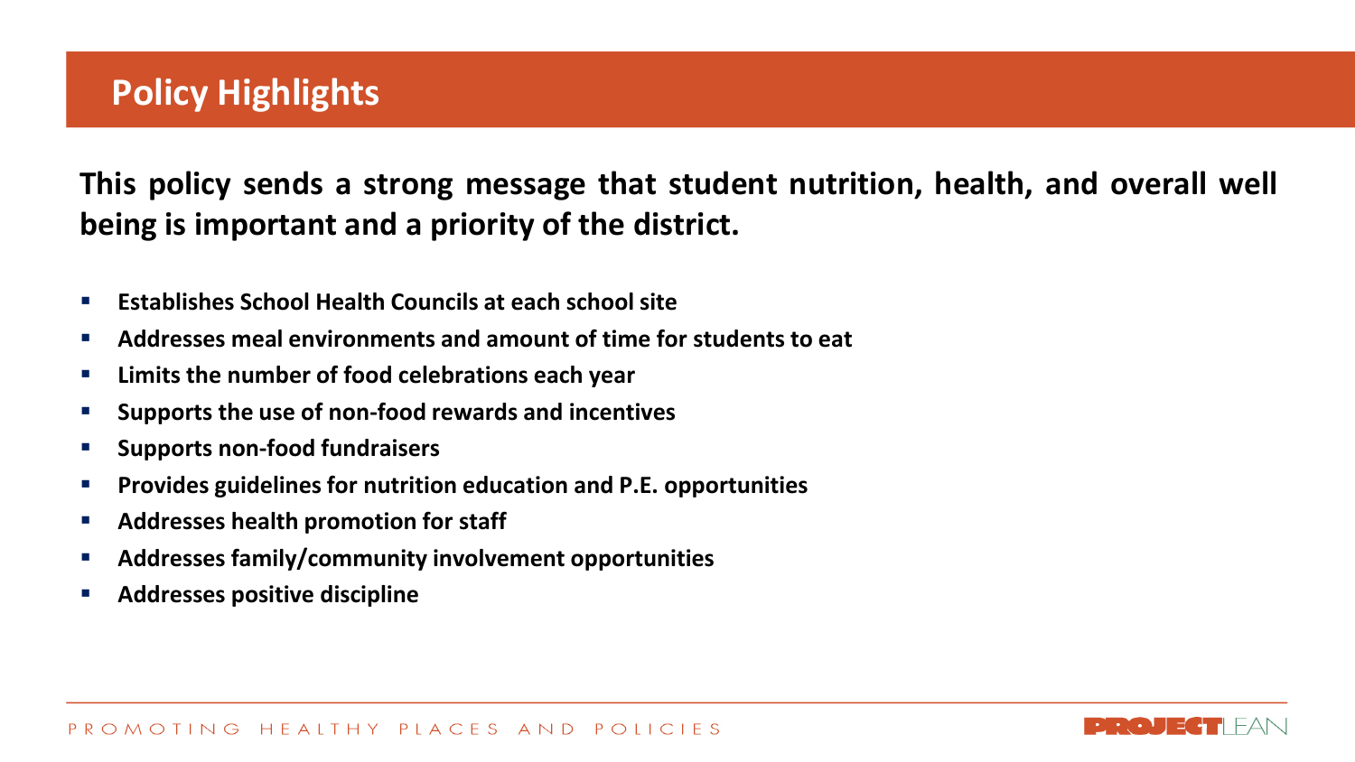## Policy Highlights

**This policy sends a strong message that student nutrition, health, and overall well being is important and a priority of the district.**

- **Establishes School Health Councils at each school site**
- **Addresses meal environments and amount of time for students to eat**
- **Limits the number of food celebrations each year**
- **Supports the use of non-food rewards and incentives**
- **Supports non-food fundraisers**
- **Provides guidelines for nutrition education and P.E. opportunities**
- **Addresses health promotion for staff**
- **Addresses family/community involvement opportunities**
- **Addresses positive discipline**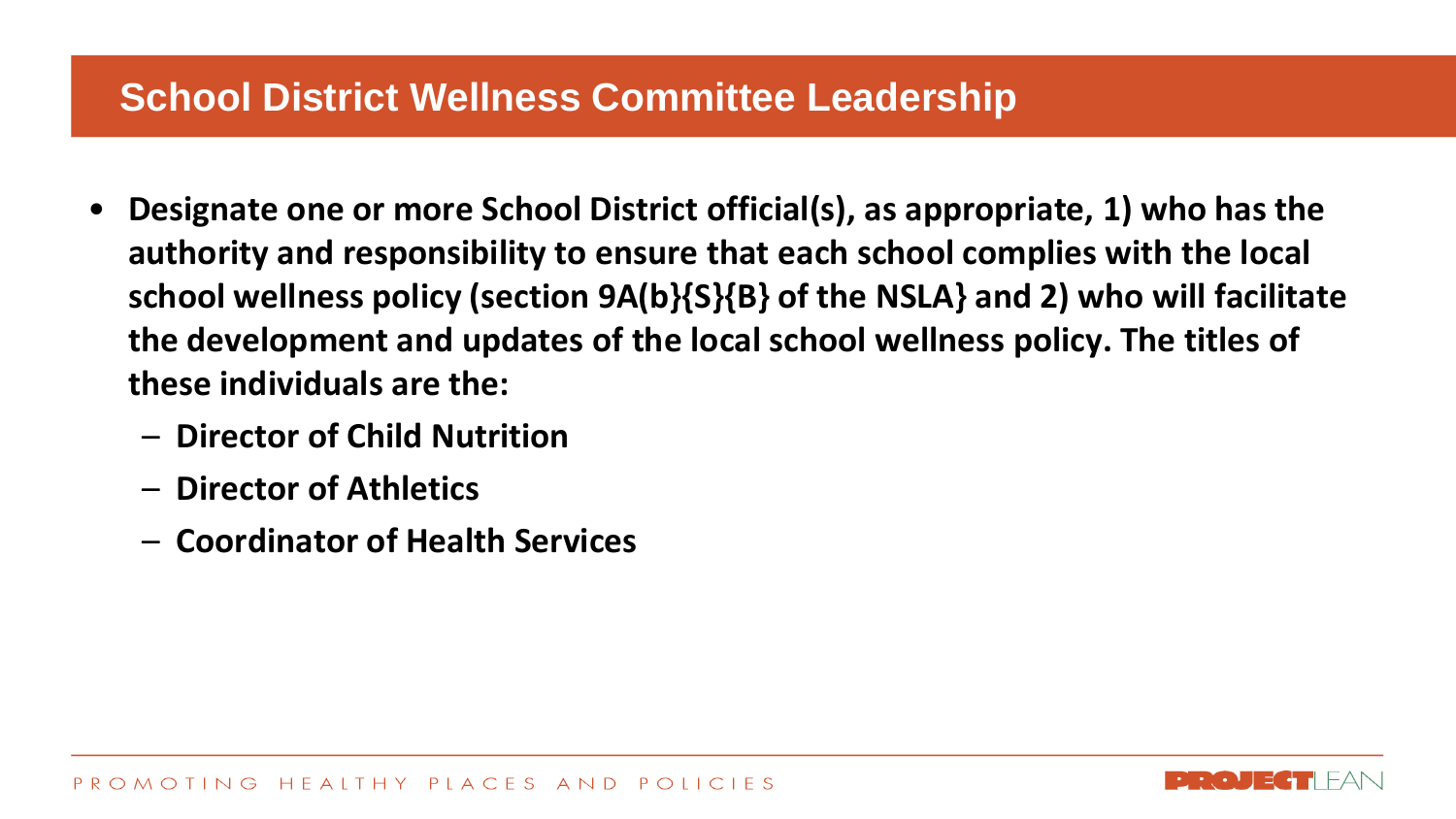# School District Wellness Committee Leadership

- **Designate one or more School District official(s), as appropriate, 1) who has the authority and responsibility to ensure that each school complies with the local school wellness policy (section 9A(b}{S}{B} of the NSLA} and 2) who will facilitate the development and updates of the local school wellness policy. The titles of these individuals are the:**
  - **Director of Child Nutrition**
  - **Director of Athletics**
  - **Coordinator of Health Services**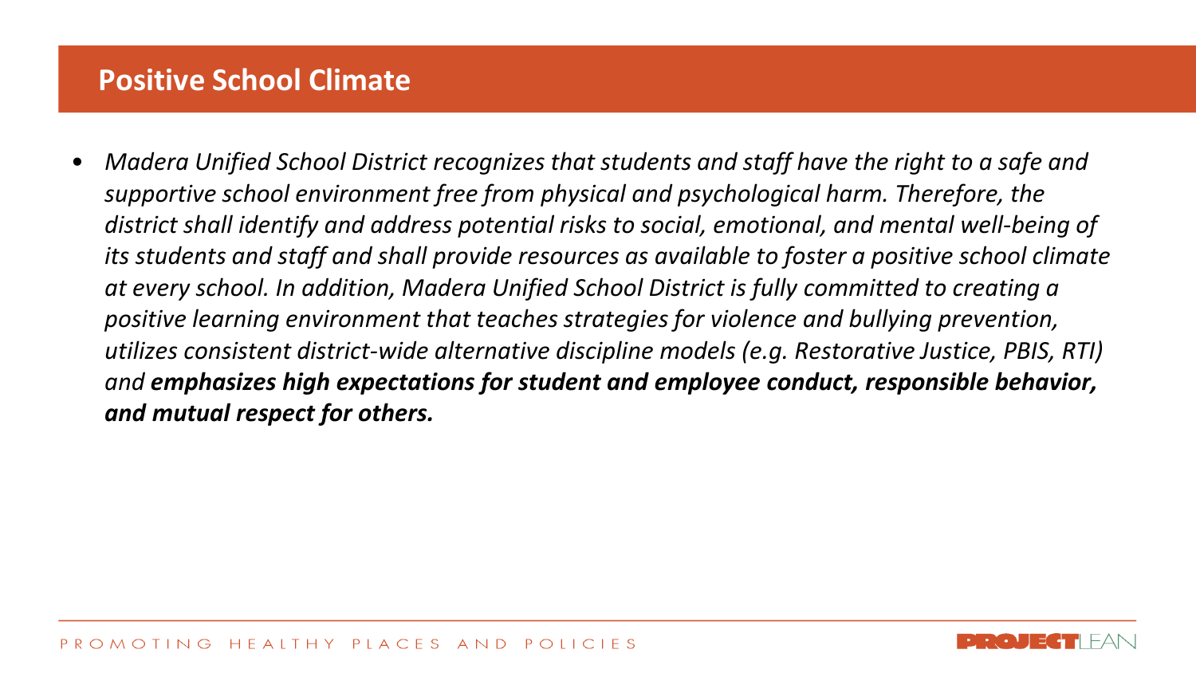## Positive School Climate

- *Madera Unified School District recognizes that students and staff have the right to a safe and supportive school environment free from physical and psychological harm. Therefore, the district shall identify and address potential risks to social, emotional, and mental well-being of its students and staff and shall provide resources as available to foster a positive school climate at every school. In addition, Madera Unified School District is fully committed to creating a positive learning environment that teaches strategies for violence and bullying prevention, utilizes consistent district-wide alternative discipline models (e.g. Restorative Justice, PBIS, RTI) and* ***emphasizes high expectations for student and employee conduct, responsible behavior, and mutual respect for others.***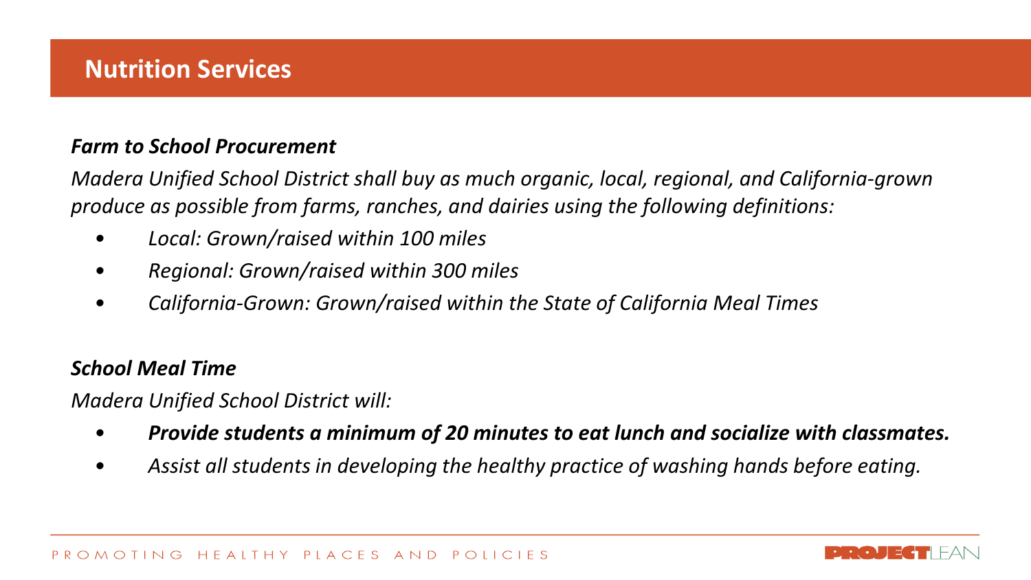## Nutrition Services

***Farm to School Procurement***

*Madera Unified School District shall buy as much organic, local, regional, and California-grown produce as possible from farms, ranches, and dairies using the following definitions:*

- *Local: Grown/raised within 100 miles*
- *Regional: Grown/raised within 300 miles*
- *California-Grown: Grown/raised within the State of California Meal Times*

***School Meal Time***

*Madera Unified School District will:*

- ***Provide students a minimum of 20 minutes to eat lunch and socialize with classmates.***
- *Assist all students in developing the healthy practice of washing hands before eating.*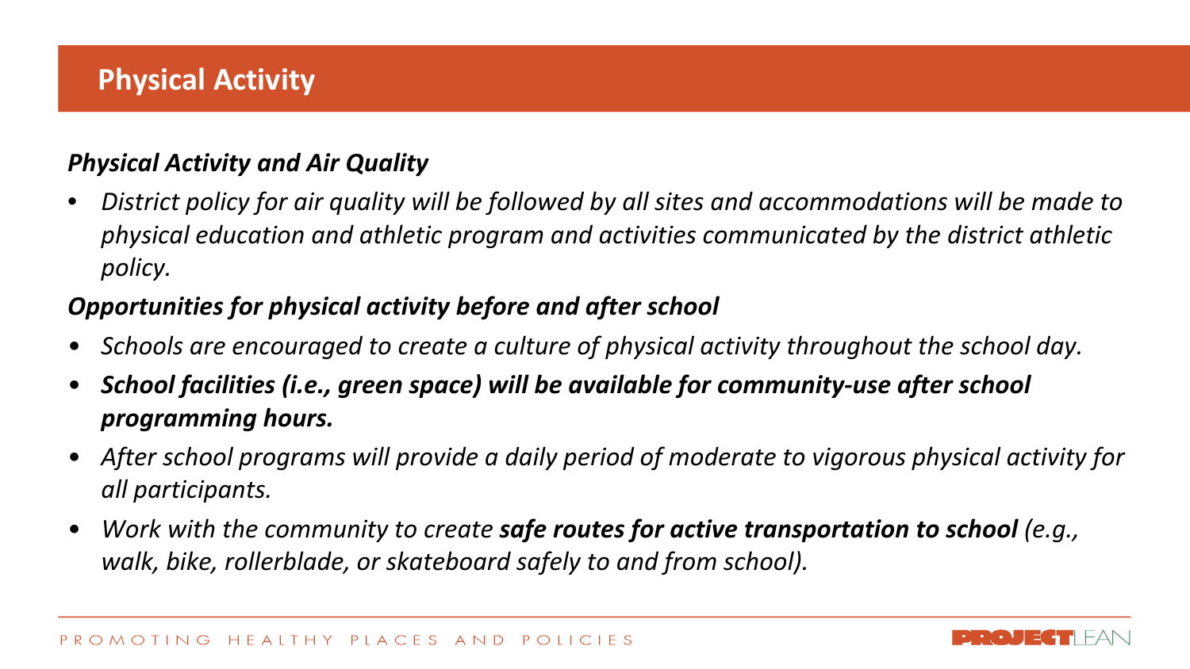# Physical Activity

***Physical Activity and Air Quality***

- *District policy for air quality will be followed by all sites and accommodations will be made to physical education and athletic program and activities communicated by the district athletic policy.*

***Opportunities for physical activity before and after school***

- *Schools are encouraged to create a culture of physical activity throughout the school day.*
- ***School facilities (i.e., green space) will be available for community-use after school programming hours.***
- *After school programs will provide a daily period of moderate to vigorous physical activity for all participants.*
- *Work with the community to create* ***safe routes for active transportation to school*** *(e.g., walk, bike, rollerblade, or skateboard safely to and from school).*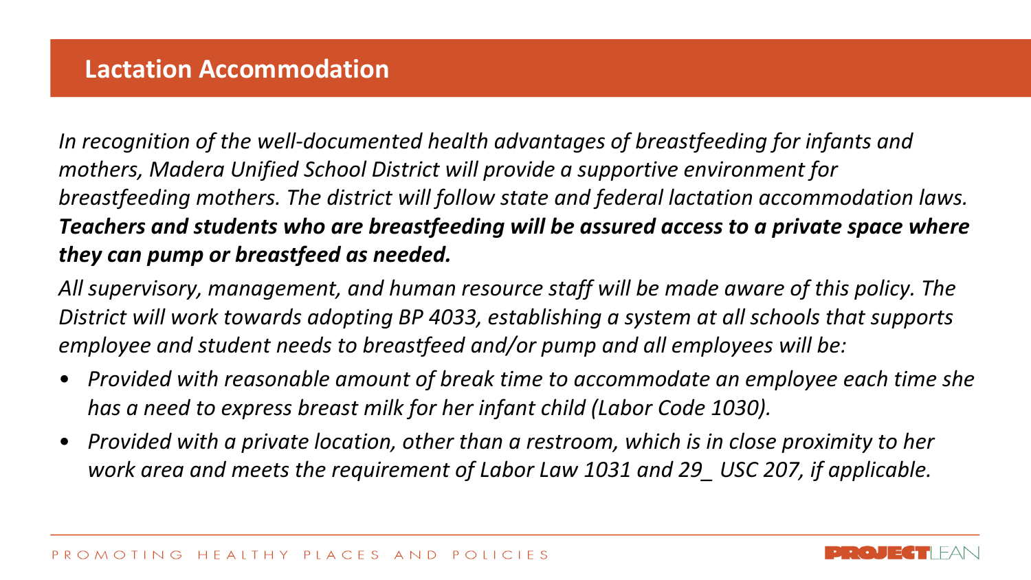## Lactation Accommodation

*In recognition of the well-documented health advantages of breastfeeding for infants and mothers, Madera Unified School District will provide a supportive environment for breastfeeding mothers. The district will follow state and federal lactation accommodation laws.* ***Teachers and students who are breastfeeding will be assured access to a private space where they can pump or breastfeed as needed.***

*All supervisory, management, and human resource staff will be made aware of this policy. The District will work towards adopting BP 4033, establishing a system at all schools that supports employee and student needs to breastfeed and/or pump and all employees will be:*

- *Provided with reasonable amount of break time to accommodate an employee each time she has a need to express breast milk for her infant child (Labor Code 1030).*
- *Provided with a private location, other than a restroom, which is in close proximity to her work area and meets the requirement of Labor Law 1031 and 29_ USC 207, if applicable.*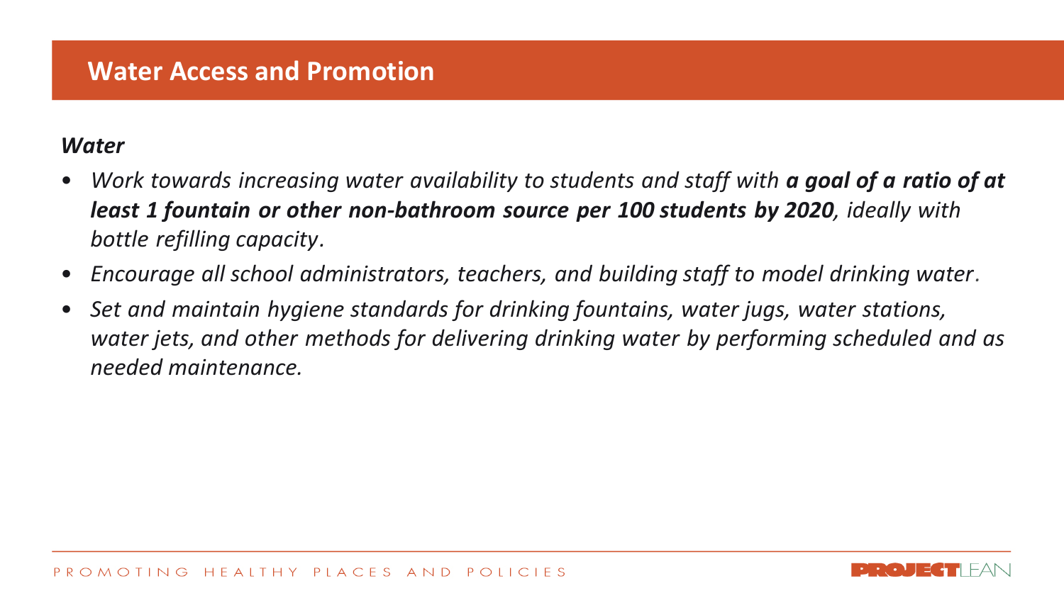# Water Access and Promotion

***Water***

- *Work towards increasing water availability to students and staff with* ***a goal of a ratio of at least 1 fountain or other non-bathroom source per 100 students by 2020****, ideally with bottle refilling capacity.*
- *Encourage all school administrators, teachers, and building staff to model drinking water.*
- *Set and maintain hygiene standards for drinking fountains, water jugs, water stations, water jets, and other methods for delivering drinking water by performing scheduled and as needed maintenance.*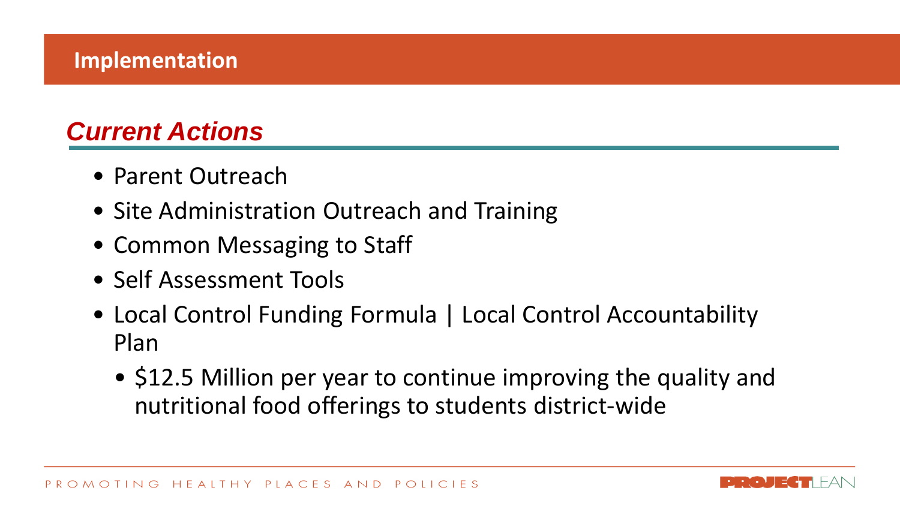## Implementation

### *Current Actions*

- Parent Outreach
- Site Administration Outreach and Training
- Common Messaging to Staff
- Self Assessment Tools
- Local Control Funding Formula | Local Control Accountability Plan
  - $12.5 Million per year to continue improving the quality and nutritional food offerings to students district-wide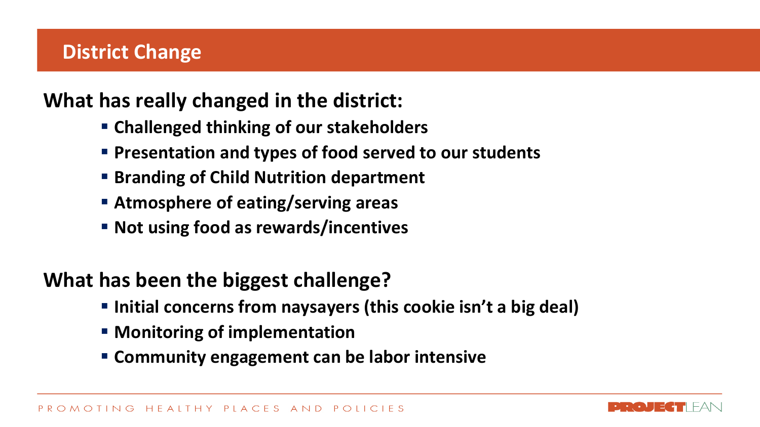## District Change

**What has really changed in the district:**

- **Challenged thinking of our stakeholders**
- **Presentation and types of food served to our students**
- **Branding of Child Nutrition department**
- **Atmosphere of eating/serving areas**
- **Not using food as rewards/incentives**

**What has been the biggest challenge?**

- **Initial concerns from naysayers (this cookie isn't a big deal)**
- **Monitoring of implementation**
- **Community engagement can be labor intensive**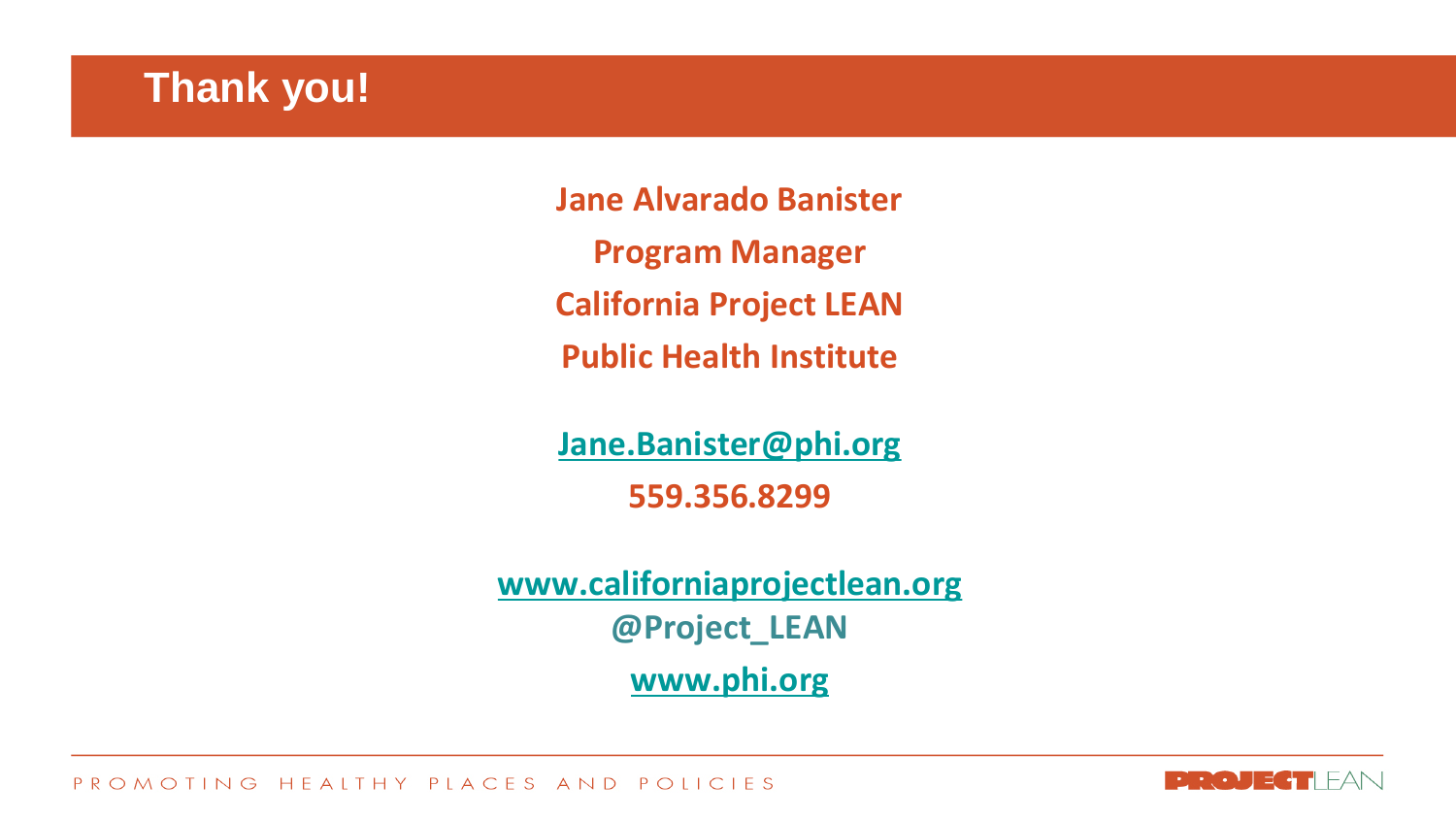# Thank you!

**Jane Alvarado Banister**

**Program Manager**

**California Project LEAN**

**Public Health Institute**

**Jane.Banister@phi.org**

**559.356.8299**

**www.californiaprojectlean.org**

**@Project_LEAN**

**www.phi.org**

PROMOTING HEALTHY PLACES AND POLICIES

PROJECTLEAN